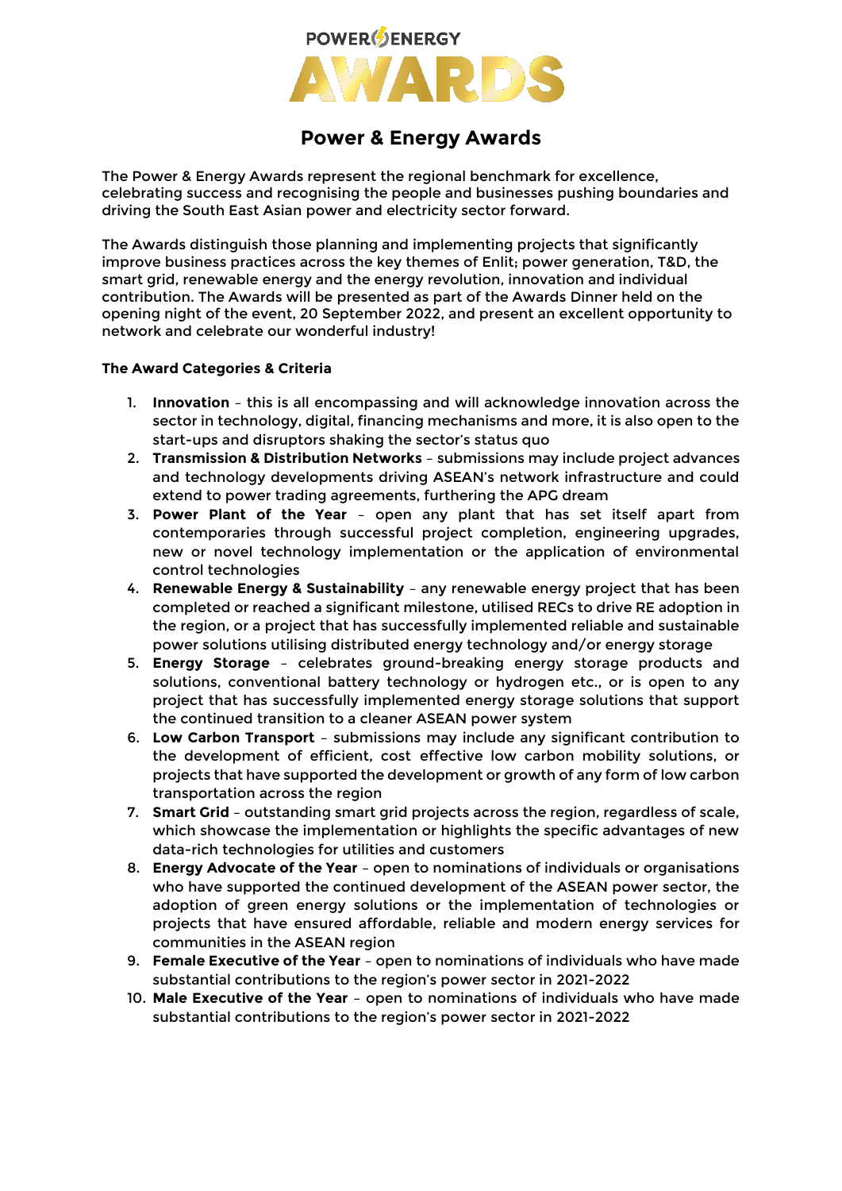# Power & Energy Awards

The Power & Energy Awards represent the regional benchmark for excellence, celebrating success and recognising the people and businesses pushing boundaries and driving the South East Asian power and electricity sector forward.

The Awards distinguish those planning and implementing projects that significantly improve business practices across the key themes of Enlit; power generation, T&D, the smart grid, renewable energy and the energy revolution, innovation and individual contribution. The Awards will be presented as part of the Awards Dinner held on the opening night of the event, 20 September 2022, and present an excellent opportunity to network and celebrate our wonderful industry!

**The Award Categories & Criteria**

1. **Innovation** – this is all encompassing and will acknowledge innovation across the sector in technology, digital, financing mechanisms and more, it is also open to the start-ups and disruptors shaking the sector's status quo
2. **Transmission & Distribution Networks** – submissions may include project advances and technology developments driving ASEAN's network infrastructure and could extend to power trading agreements, furthering the APG dream
3. **Power Plant of the Year** – open any plant that has set itself apart from contemporaries through successful project completion, engineering upgrades, new or novel technology implementation or the application of environmental control technologies
4. **Renewable Energy & Sustainability** – any renewable energy project that has been completed or reached a significant milestone, utilised RECs to drive RE adoption in the region, or a project that has successfully implemented reliable and sustainable power solutions utilising distributed energy technology and/or energy storage
5. **Energy Storage** – celebrates ground-breaking energy storage products and solutions, conventional battery technology or hydrogen etc., or is open to any project that has successfully implemented energy storage solutions that support the continued transition to a cleaner ASEAN power system
6. **Low Carbon Transport** – submissions may include any significant contribution to the development of efficient, cost effective low carbon mobility solutions, or projects that have supported the development or growth of any form of low carbon transportation across the region
7. **Smart Grid** – outstanding smart grid projects across the region, regardless of scale, which showcase the implementation or highlights the specific advantages of new data-rich technologies for utilities and customers
8. **Energy Advocate of the Year** – open to nominations of individuals or organisations who have supported the continued development of the ASEAN power sector, the adoption of green energy solutions or the implementation of technologies or projects that have ensured affordable, reliable and modern energy services for communities in the ASEAN region
9. **Female Executive of the Year** – open to nominations of individuals who have made substantial contributions to the region's power sector in 2021-2022
10. **Male Executive of the Year** – open to nominations of individuals who have made substantial contributions to the region's power sector in 2021-2022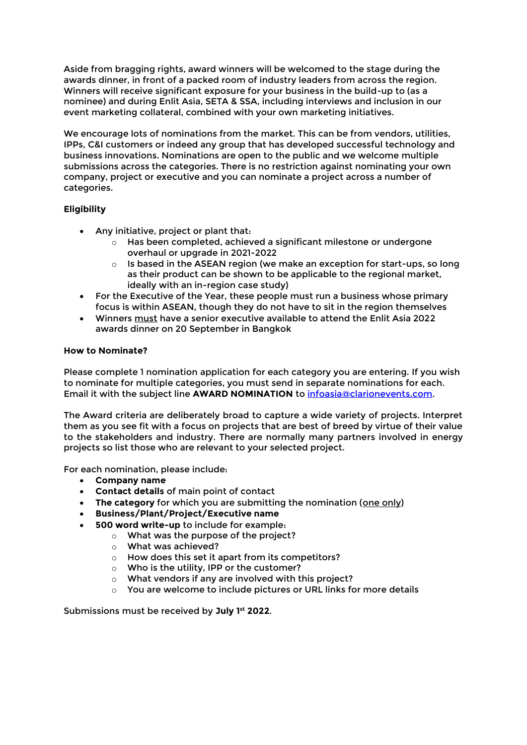Aside from bragging rights, award winners will be welcomed to the stage during the awards dinner, in front of a packed room of industry leaders from across the region. Winners will receive significant exposure for your business in the build-up to (as a nominee) and during Enlit Asia, SETA & SSA, including interviews and inclusion in our event marketing collateral, combined with your own marketing initiatives.

We encourage lots of nominations from the market. This can be from vendors, utilities, IPPs, C&I customers or indeed any group that has developed successful technology and business innovations. Nominations are open to the public and we welcome multiple submissions across the categories. There is no restriction against nominating your own company, project or executive and you can nominate a project across a number of categories.

**Eligibility**

- Any initiative, project or plant that:
  - Has been completed, achieved a significant milestone or undergone overhaul or upgrade in 2021-2022
  - Is based in the ASEAN region (we make an exception for start-ups, so long as their product can be shown to be applicable to the regional market, ideally with an in-region case study)
- For the Executive of the Year, these people must run a business whose primary focus is within ASEAN, though they do not have to sit in the region themselves
- Winners must have a senior executive available to attend the Enlit Asia 2022 awards dinner on 20 September in Bangkok

**How to Nominate?**

Please complete 1 nomination application for each category you are entering. If you wish to nominate for multiple categories, you must send in separate nominations for each. Email it with the subject line **AWARD NOMINATION** to infoasia@clarionevents.com.

The Award criteria are deliberately broad to capture a wide variety of projects. Interpret them as you see fit with a focus on projects that are best of breed by virtue of their value to the stakeholders and industry. There are normally many partners involved in energy projects so list those who are relevant to your selected project.

For each nomination, please include:

- **Company name**
- **Contact details** of main point of contact
- **The category** for which you are submitting the nomination (one only)
- **Business/Plant/Project/Executive name**
- **500 word write-up** to include for example:
  - What was the purpose of the project?
  - What was achieved?
  - How does this set it apart from its competitors?
  - Who is the utility, IPP or the customer?
  - What vendors if any are involved with this project?
  - You are welcome to include pictures or URL links for more details

Submissions must be received by **July 1st 2022**.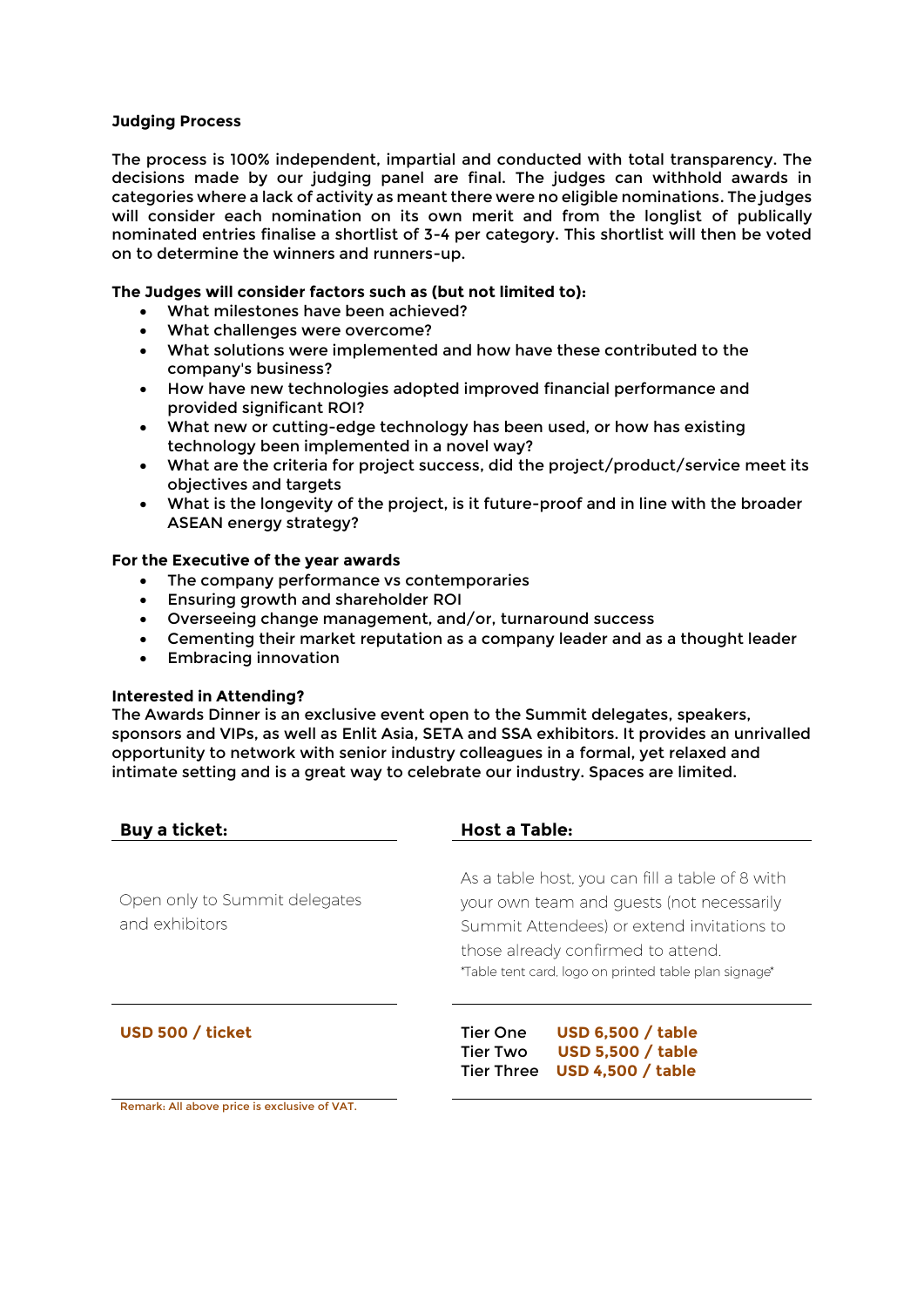**Judging Process**

The process is 100% independent, impartial and conducted with total transparency. The decisions made by our judging panel are final. The judges can withhold awards in categories where a lack of activity as meant there were no eligible nominations. The judges will consider each nomination on its own merit and from the longlist of publically nominated entries finalise a shortlist of 3-4 per category. This shortlist will then be voted on to determine the winners and runners-up.

**The Judges will consider factors such as (but not limited to):**

- What milestones have been achieved?
- What challenges were overcome?
- What solutions were implemented and how have these contributed to the company's business?
- How have new technologies adopted improved financial performance and provided significant ROI?
- What new or cutting-edge technology has been used, or how has existing technology been implemented in a novel way?
- What are the criteria for project success, did the project/product/service meet its objectives and targets
- What is the longevity of the project, is it future-proof and in line with the broader ASEAN energy strategy?

**For the Executive of the year awards**

- The company performance vs contemporaries
- Ensuring growth and shareholder ROI
- Overseeing change management, and/or, turnaround success
- Cementing their market reputation as a company leader and as a thought leader
- Embracing innovation

**Interested in Attending?**

The Awards Dinner is an exclusive event open to the Summit delegates, speakers, sponsors and VIPs, as well as Enlit Asia, SETA and SSA exhibitors. It provides an unrivalled opportunity to network with senior industry colleagues in a formal, yet relaxed and intimate setting and is a great way to celebrate our industry. Spaces are limited.

| **Buy a ticket:** | **Host a Table:** |
|---|---|
| Open only to Summit delegates and exhibitors | As a table host, you can fill a table of 8 with your own team and guests (not necessarily Summit Attendees) or extend invitations to those already confirmed to attend. *Table tent card, logo on printed table plan signage* |
| **USD 500 / ticket** | Tier One **USD 6,500 / table**<br>Tier Two **USD 5,500 / table**<br>Tier Three **USD 4,500 / table** |

Remark: All above price is exclusive of VAT.